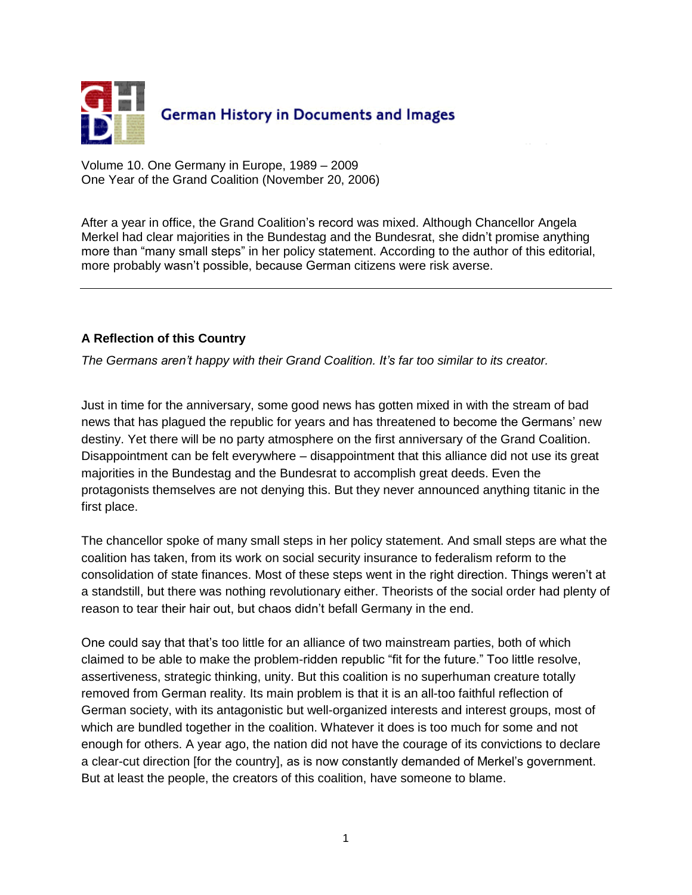# German History in Documents and Images

Volume 10. One Germany in Europe, 1989 – 2009
One Year of the Grand Coalition (November 20, 2006)

After a year in office, the Grand Coalition's record was mixed. Although Chancellor Angela Merkel had clear majorities in the Bundestag and the Bundesrat, she didn't promise anything more than "many small steps" in her policy statement. According to the author of this editorial, more probably wasn't possible, because German citizens were risk averse.

---

### A Reflection of this Country

*The Germans aren't happy with their Grand Coalition. It's far too similar to its creator.*

Just in time for the anniversary, some good news has gotten mixed in with the stream of bad news that has plagued the republic for years and has threatened to become the Germans' new destiny. Yet there will be no party atmosphere on the first anniversary of the Grand Coalition. Disappointment can be felt everywhere – disappointment that this alliance did not use its great majorities in the Bundestag and the Bundesrat to accomplish great deeds. Even the protagonists themselves are not denying this. But they never announced anything titanic in the first place.

The chancellor spoke of many small steps in her policy statement. And small steps are what the coalition has taken, from its work on social security insurance to federalism reform to the consolidation of state finances. Most of these steps went in the right direction. Things weren't at a standstill, but there was nothing revolutionary either. Theorists of the social order had plenty of reason to tear their hair out, but chaos didn't befall Germany in the end.

One could say that that's too little for an alliance of two mainstream parties, both of which claimed to be able to make the problem-ridden republic "fit for the future." Too little resolve, assertiveness, strategic thinking, unity. But this coalition is no superhuman creature totally removed from German reality. Its main problem is that it is an all-too faithful reflection of German society, with its antagonistic but well-organized interests and interest groups, most of which are bundled together in the coalition. Whatever it does is too much for some and not enough for others. A year ago, the nation did not have the courage of its convictions to declare a clear-cut direction [for the country], as is now constantly demanded of Merkel's government. But at least the people, the creators of this coalition, have someone to blame.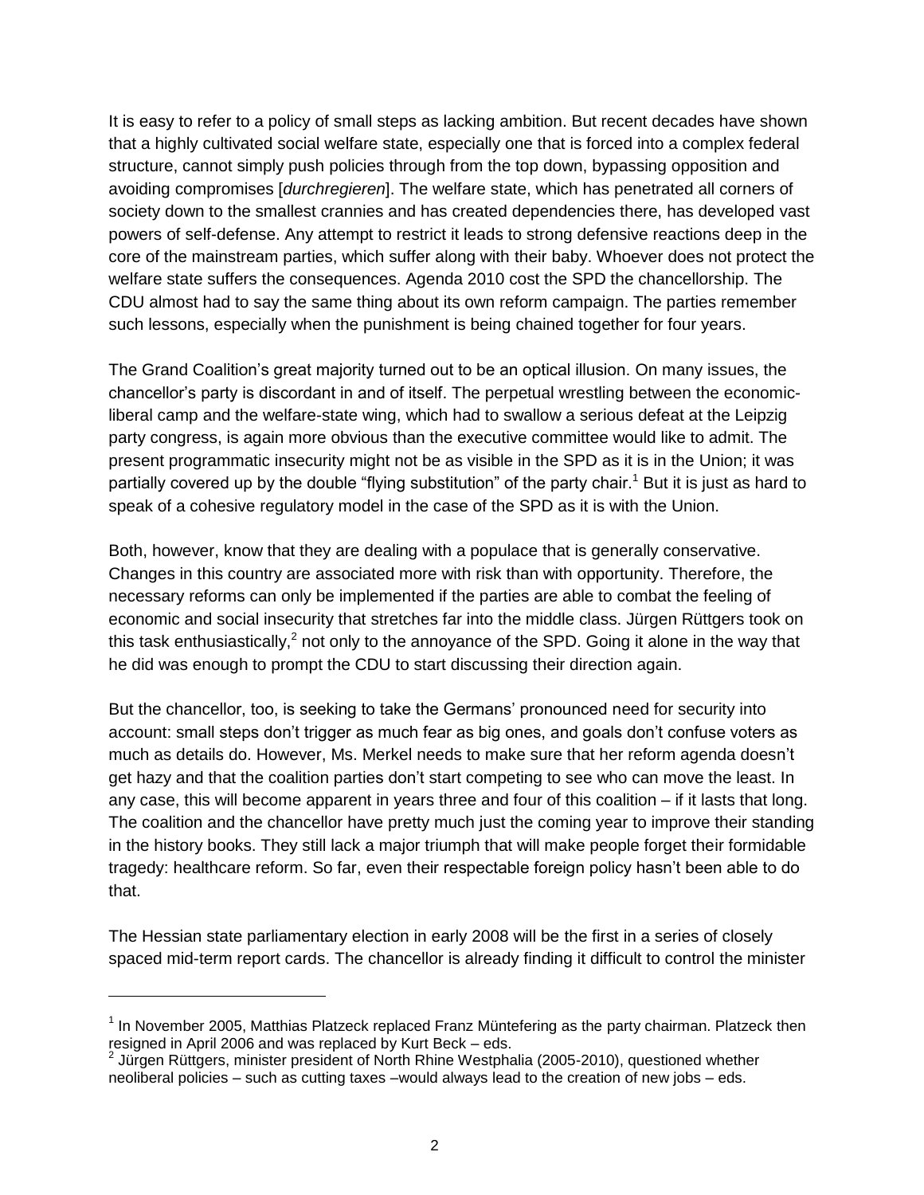It is easy to refer to a policy of small steps as lacking ambition. But recent decades have shown that a highly cultivated social welfare state, especially one that is forced into a complex federal structure, cannot simply push policies through from the top down, bypassing opposition and avoiding compromises [*durchregieren*]. The welfare state, which has penetrated all corners of society down to the smallest crannies and has created dependencies there, has developed vast powers of self-defense. Any attempt to restrict it leads to strong defensive reactions deep in the core of the mainstream parties, which suffer along with their baby. Whoever does not protect the welfare state suffers the consequences. Agenda 2010 cost the SPD the chancellorship. The CDU almost had to say the same thing about its own reform campaign. The parties remember such lessons, especially when the punishment is being chained together for four years.

The Grand Coalition's great majority turned out to be an optical illusion. On many issues, the chancellor's party is discordant in and of itself. The perpetual wrestling between the economic-liberal camp and the welfare-state wing, which had to swallow a serious defeat at the Leipzig party congress, is again more obvious than the executive committee would like to admit. The present programmatic insecurity might not be as visible in the SPD as it is in the Union; it was partially covered up by the double "flying substitution" of the party chair.[1] But it is just as hard to speak of a cohesive regulatory model in the case of the SPD as it is with the Union.

Both, however, know that they are dealing with a populace that is generally conservative. Changes in this country are associated more with risk than with opportunity. Therefore, the necessary reforms can only be implemented if the parties are able to combat the feeling of economic and social insecurity that stretches far into the middle class. Jürgen Rüttgers took on this task enthusiastically,[2] not only to the annoyance of the SPD. Going it alone in the way that he did was enough to prompt the CDU to start discussing their direction again.

But the chancellor, too, is seeking to take the Germans' pronounced need for security into account: small steps don't trigger as much fear as big ones, and goals don't confuse voters as much as details do. However, Ms. Merkel needs to make sure that her reform agenda doesn't get hazy and that the coalition parties don't start competing to see who can move the least. In any case, this will become apparent in years three and four of this coalition – if it lasts that long. The coalition and the chancellor have pretty much just the coming year to improve their standing in the history books. They still lack a major triumph that will make people forget their formidable tragedy: healthcare reform. So far, even their respectable foreign policy hasn't been able to do that.

The Hessian state parliamentary election in early 2008 will be the first in a series of closely spaced mid-term report cards. The chancellor is already finding it difficult to control the minister

---

[1] In November 2005, Matthias Platzeck replaced Franz Müntefering as the party chairman. Platzeck then resigned in April 2006 and was replaced by Kurt Beck – eds.

[2] Jürgen Rüttgers, minister president of North Rhine Westphalia (2005-2010), questioned whether neoliberal policies – such as cutting taxes –would always lead to the creation of new jobs – eds.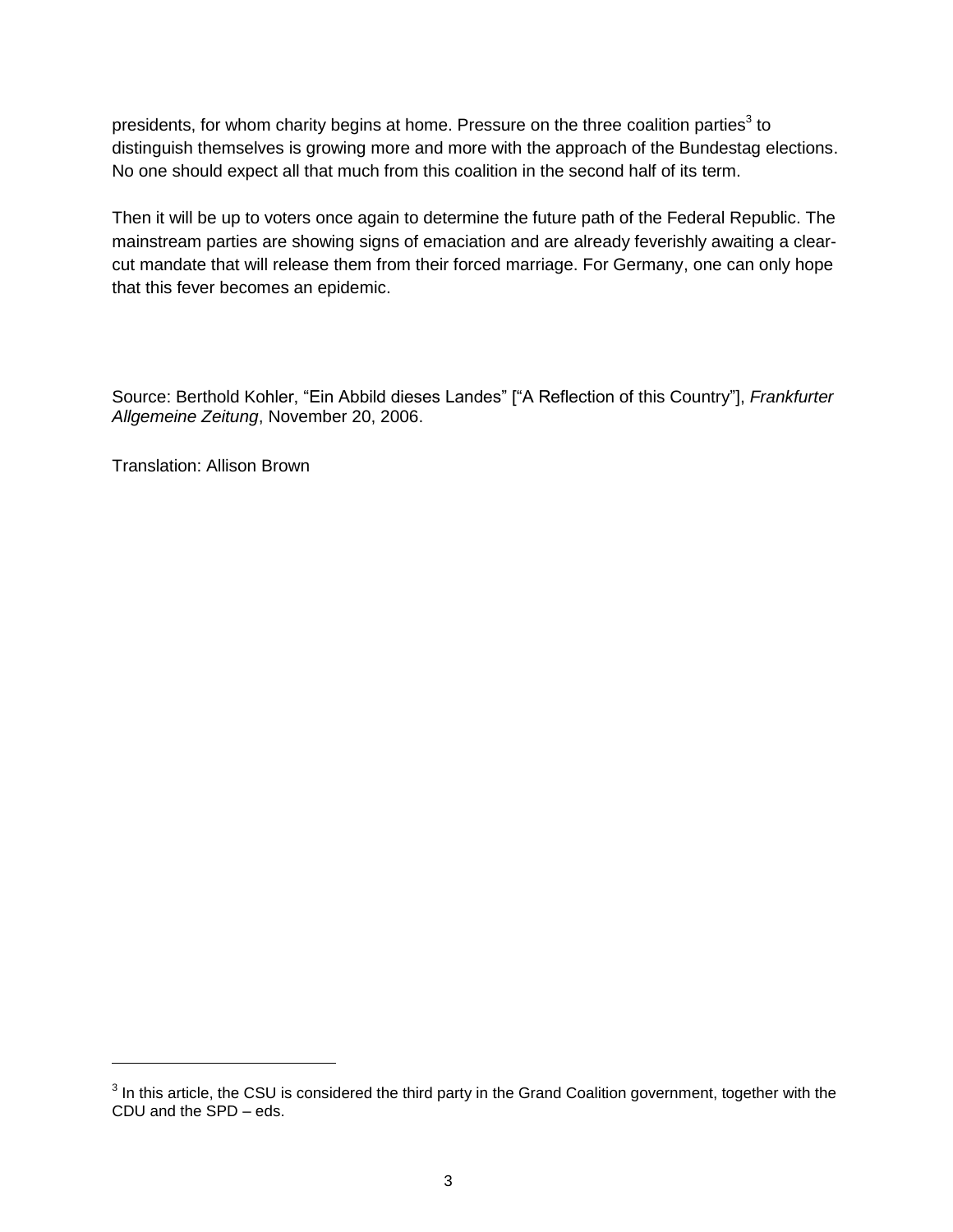presidents, for whom charity begins at home. Pressure on the three coalition parties[3] to distinguish themselves is growing more and more with the approach of the Bundestag elections. No one should expect all that much from this coalition in the second half of its term.

Then it will be up to voters once again to determine the future path of the Federal Republic. The mainstream parties are showing signs of emaciation and are already feverishly awaiting a clear-cut mandate that will release them from their forced marriage. For Germany, one can only hope that this fever becomes an epidemic.

Source: Berthold Kohler, "Ein Abbild dieses Landes" ["A Reflection of this Country"], *Frankfurter Allgemeine Zeitung*, November 20, 2006.

Translation: Allison Brown

[3] In this article, the CSU is considered the third party in the Grand Coalition government, together with the CDU and the SPD – eds.